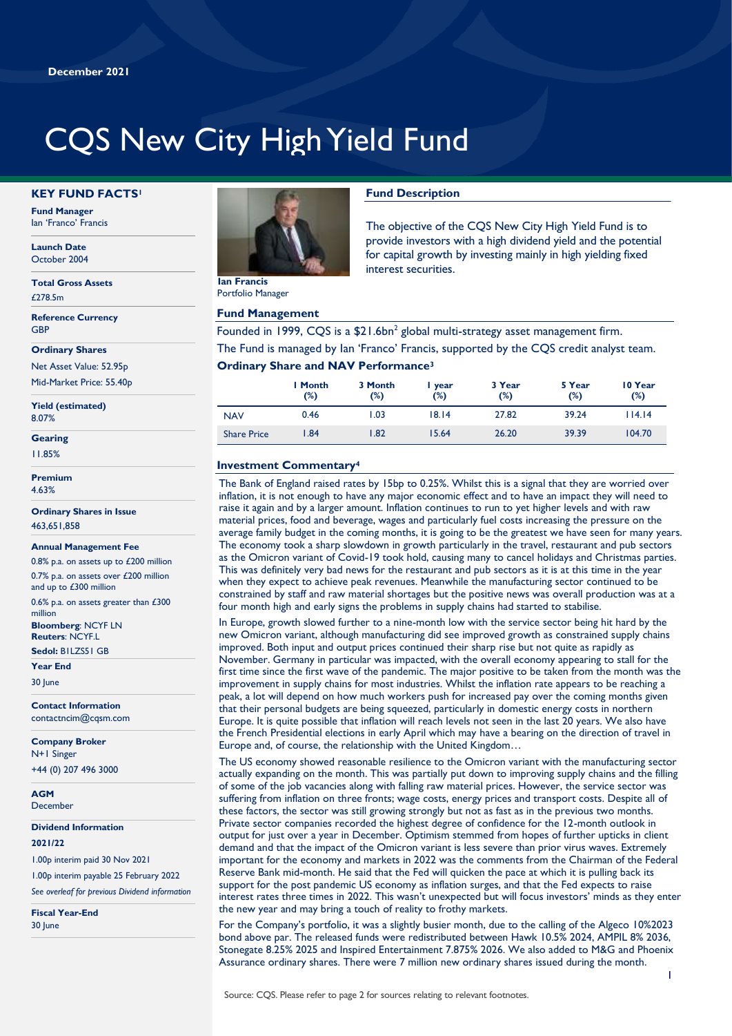December 2021

# CQS New City High Yield Fund

## KEY FUND FACTS[1]

**Fund Manager**
Ian 'Franco' Francis

**Launch Date**
October 2004

**Total Gross Assets**
£278.5m

**Reference Currency**
GBP

**Ordinary Shares**
Net Asset Value: 52.95p
Mid-Market Price: 55.40p

**Yield (estimated)**
8.07%

**Gearing**
11.85%

**Premium**
4.63%

**Ordinary Shares in Issue**
463,651,858

**Annual Management Fee**
0.8% p.a. on assets up to £200 million
0.7% p.a. on assets over £200 million and up to £300 million
0.6% p.a. on assets greater than £300 million

**Bloomberg**: NCYF LN
**Reuters**: NCYF.L
**Sedol:** B1LZS51 GB

**Year End**
30 June

**Contact Information**
contactncim@cqsm.com

**Company Broker**
N+1 Singer
+44 (0) 207 496 3000

**AGM**
December

**Dividend Information**
**2021/22**
1.00p interim paid 30 Nov 2021
1.00p interim payable 25 February 2022
*See overleaf for previous Dividend information*

**Fiscal Year-End**
30 June

**Ian Francis**
Portfolio Manager

## Fund Description

The objective of the CQS New City High Yield Fund is to provide investors with a high dividend yield and the potential for capital growth by investing mainly in high yielding fixed interest securities.

## Fund Management

Founded in 1999, CQS is a $21.6bn[2] global multi-strategy asset management firm.
The Fund is managed by Ian 'Franco' Francis, supported by the CQS credit analyst team.

## Ordinary Share and NAV Performance[3]

| | 1 Month (%) | 3 Month (%) | 1 year (%) | 3 Year (%) | 5 Year (%) | 10 Year (%) |
|---|---|---|---|---|---|---|
| NAV | 0.46 | 1.03 | 18.14 | 27.82 | 39.24 | 114.14 |
| Share Price | 1.84 | 1.82 | 15.64 | 26.20 | 39.39 | 104.70 |

## Investment Commentary[4]

The Bank of England raised rates by 15bp to 0.25%. Whilst this is a signal that they are worried over inflation, it is not enough to have any major economic effect and to have an impact they will need to raise it again and by a larger amount. Inflation continues to run to yet higher levels and with raw material prices, food and beverage, wages and particularly fuel costs increasing the pressure on the average family budget in the coming months, it is going to be the greatest we have seen for many years. The economy took a sharp slowdown in growth particularly in the travel, restaurant and pub sectors as the Omicron variant of Covid-19 took hold, causing many to cancel holidays and Christmas parties. This was definitely very bad news for the restaurant and pub sectors as it is at this time in the year when they expect to achieve peak revenues. Meanwhile the manufacturing sector continued to be constrained by staff and raw material shortages but the positive news was overall production was at a four month high and early signs the problems in supply chains had started to stabilise.

In Europe, growth slowed further to a nine-month low with the service sector being hit hard by the new Omicron variant, although manufacturing did see improved growth as constrained supply chains improved. Both input and output prices continued their sharp rise but not quite as rapidly as November. Germany in particular was impacted, with the overall economy appearing to stall for the first time since the first wave of the pandemic. The major positive to be taken from the month was the improvement in supply chains for most industries. Whilst the inflation rate appears to be reaching a peak, a lot will depend on how much workers push for increased pay over the coming months given that their personal budgets are being squeezed, particularly in domestic energy costs in northern Europe. It is quite possible that inflation will reach levels not seen in the last 20 years. We also have the French Presidential elections in early April which may have a bearing on the direction of travel in Europe and, of course, the relationship with the United Kingdom…

The US economy showed reasonable resilience to the Omicron variant with the manufacturing sector actually expanding on the month. This was partially put down to improving supply chains and the filling of some of the job vacancies along with falling raw material prices. However, the service sector was suffering from inflation on three fronts; wage costs, energy prices and transport costs. Despite all of these factors, the sector was still growing strongly but not as fast as in the previous two months. Private sector companies recorded the highest degree of confidence for the 12-month outlook in output for just over a year in December. Optimism stemmed from hopes of further upticks in client demand and that the impact of the Omicron variant is less severe than prior virus waves. Extremely important for the economy and markets in 2022 was the comments from the Chairman of the Federal Reserve Bank mid-month. He said that the Fed will quicken the pace at which it is pulling back its support for the post pandemic US economy as inflation surges, and that the Fed expects to raise interest rates three times in 2022. This wasn't unexpected but will focus investors' minds as they enter the new year and may bring a touch of reality to frothy markets.

For the Company's portfolio, it was a slightly busier month, due to the calling of the Algeco 10%2023 bond above par. The released funds were redistributed between Hawk 10.5% 2024, AMPIL 8% 2036, Stonegate 8.25% 2025 and Inspired Entertainment 7.875% 2026. We also added to M&G and Phoenix Assurance ordinary shares. There were 7 million new ordinary shares issued during the month.

Source: CQS. Please refer to page 2 for sources relating to relevant footnotes.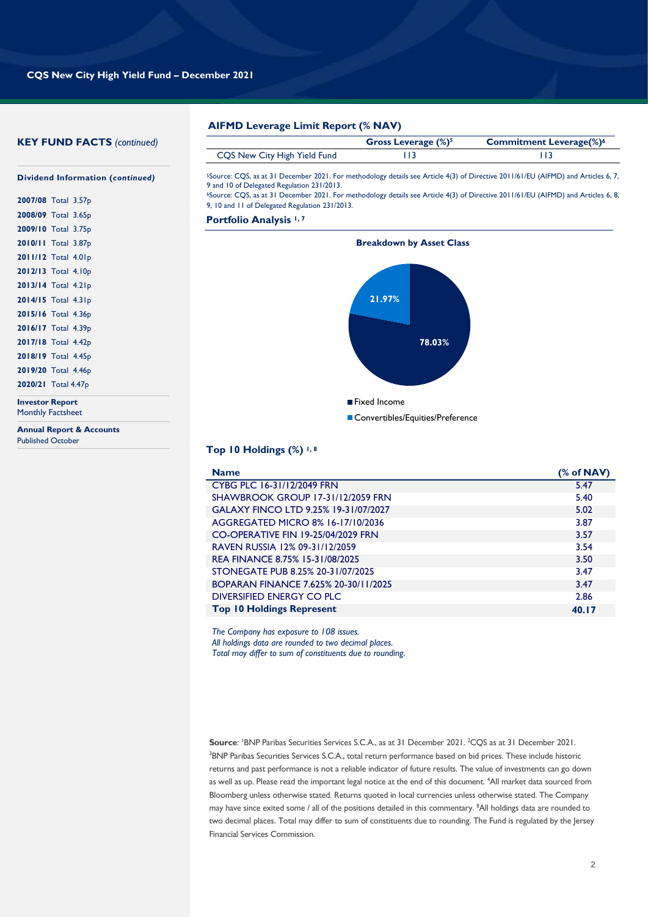## KEY FUND FACTS *(continued)*

**Dividend Information (*continued*)**

**2007/08** Total 3.57p
**2008/09** Total 3.65p
**2009/10** Total 3.75p
**2010/11** Total 3.87p
**2011/12** Total 4.01p
**2012/13** Total 4.10p
**2013/14** Total 4.21p
**2014/15** Total 4.31p
**2015/16** Total 4.36p
**2016/17** Total 4.39p
**2017/18** Total 4.42p
**2018/19** Total 4.45p
**2019/20** Total 4.46p
**2020/21** Total 4.47p

**Investor Report**
Monthly Factsheet

**Annual Report & Accounts**
Published October

## AIFMD Leverage Limit Report (% NAV)

| | Gross Leverage (%)[5] | Commitment Leverage(%)[6] |
|---|---|---|
| CQS New City High Yield Fund | 113 | 113 |

[5]Source: CQS, as at 31 December 2021. For methodology details see Article 4(3) of Directive 2011/61/EU (AIFMD) and Articles 6, 7, 9 and 10 of Delegated Regulation 231/2013.
[6]Source: CQS, as at 31 December 2021. For methodology details see Article 4(3) of Directive 2011/61/EU (AIFMD) and Articles 6, 8, 9, 10 and 11 of Delegated Regulation 231/2013.

## Portfolio Analysis [1, 7]

**Breakdown by Asset Class**

| Asset Class | % |
|---|---|
| Fixed Income | 78.03% |
| Convertibles/Equities/Preference | 21.97% |

## Top 10 Holdings (%) [1, 8]

| Name | (% of NAV) |
|---|---|
| CYBG PLC 16-31/12/2049 FRN | 5.47 |
| SHAWBROOK GROUP 17-31/12/2059 FRN | 5.40 |
| GALAXY FINCO LTD 9.25% 19-31/07/2027 | 5.02 |
| AGGREGATED MICRO 8% 16-17/10/2036 | 3.87 |
| CO-OPERATIVE FIN 19-25/04/2029 FRN | 3.57 |
| RAVEN RUSSIA 12% 09-31/12/2059 | 3.54 |
| REA FINANCE 8.75% 15-31/08/2025 | 3.50 |
| STONEGATE PUB 8.25% 20-31/07/2025 | 3.47 |
| BOPARAN FINANCE 7.625% 20-30/11/2025 | 3.47 |
| DIVERSIFIED ENERGY CO PLC | 2.86 |
| **Top 10 Holdings Represent** | **40.17** |

*The Company has exposure to 108 issues.*
*All holdings data are rounded to two decimal places.*
*Total may differ to sum of constituents due to rounding.*

**Source**: [1]BNP Paribas Securities Services S.C.A., as at 31 December 2021. [2]CQS as at 31 December 2021. [3]BNP Paribas Securities Services S.C.A., total return performance based on bid prices. These include historic returns and past performance is not a reliable indicator of future results. The value of investments can go down as well as up. Please read the important legal notice at the end of this document. [4]All market data sourced from Bloomberg unless otherwise stated. Returns quoted in local currencies unless otherwise stated. The Company may have since exited some / all of the positions detailed in this commentary. [8]All holdings data are rounded to two decimal places. Total may differ to sum of constituents due to rounding. The Fund is regulated by the Jersey Financial Services Commission.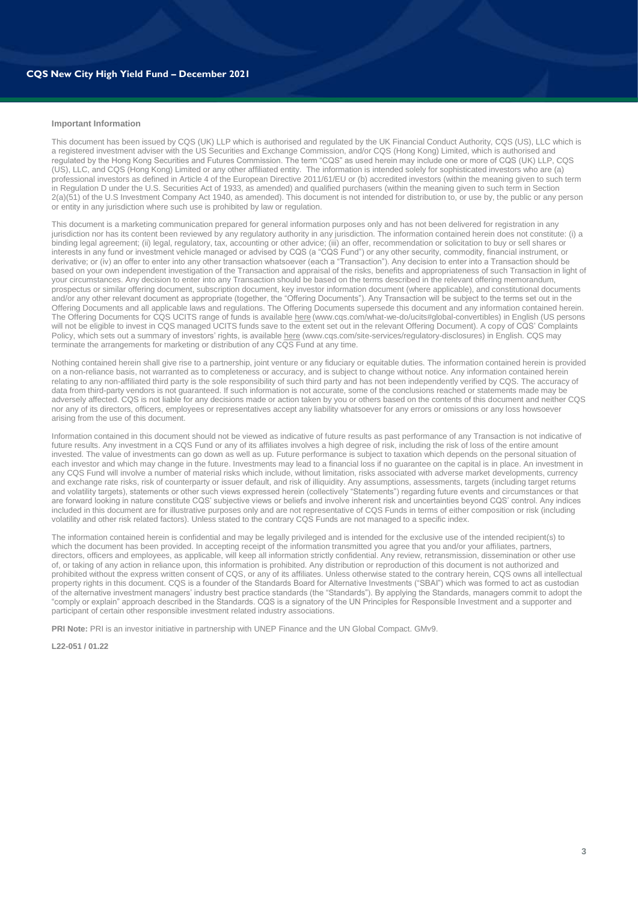**Important Information**

This document has been issued by CQS (UK) LLP which is authorised and regulated by the UK Financial Conduct Authority, CQS (US), LLC which is a registered investment adviser with the US Securities and Exchange Commission, and/or CQS (Hong Kong) Limited, which is authorised and regulated by the Hong Kong Securities and Futures Commission. The term "CQS" as used herein may include one or more of CQS (UK) LLP, CQS (US), LLC, and CQS (Hong Kong) Limited or any other affiliated entity. The information is intended solely for sophisticated investors who are (a) professional investors as defined in Article 4 of the European Directive 2011/61/EU or (b) accredited investors (within the meaning given to such term in Regulation D under the U.S. Securities Act of 1933, as amended) and qualified purchasers (within the meaning given to such term in Section 2(a)(51) of the U.S Investment Company Act 1940, as amended). This document is not intended for distribution to, or use by, the public or any person or entity in any jurisdiction where such use is prohibited by law or regulation.

This document is a marketing communication prepared for general information purposes only and has not been delivered for registration in any jurisdiction nor has its content been reviewed by any regulatory authority in any jurisdiction. The information contained herein does not constitute: (i) a binding legal agreement; (ii) legal, regulatory, tax, accounting or other advice; (iii) an offer, recommendation or solicitation to buy or sell shares or interests in any fund or investment vehicle managed or advised by CQS (a "CQS Fund") or any other security, commodity, financial instrument, or derivative; or (iv) an offer to enter into any other transaction whatsoever (each a "Transaction"). Any decision to enter into a Transaction should be based on your own independent investigation of the Transaction and appraisal of the risks, benefits and appropriateness of such Transaction in light of your circumstances. Any decision to enter into any Transaction should be based on the terms described in the relevant offering memorandum, prospectus or similar offering document, subscription document, key investor information document (where applicable), and constitutional documents and/or any other relevant document as appropriate (together, the "Offering Documents"). Any Transaction will be subject to the terms set out in the Offering Documents and all applicable laws and regulations. The Offering Documents supersede this document and any information contained herein. The Offering Documents for CQS UCITS range of funds is available here (www.cqs.com/what-we-do/ucits#global-convertibles) in English (US persons will not be eligible to invest in CQS managed UCITS funds save to the extent set out in the relevant Offering Document). A copy of CQS' Complaints Policy, which sets out a summary of investors' rights, is available here (www.cqs.com/site-services/regulatory-disclosures) in English. CQS may terminate the arrangements for marketing or distribution of any CQS Fund at any time.

Nothing contained herein shall give rise to a partnership, joint venture or any fiduciary or equitable duties. The information contained herein is provided on a non-reliance basis, not warranted as to completeness or accuracy, and is subject to change without notice. Any information contained herein relating to any non-affiliated third party is the sole responsibility of such third party and has not been independently verified by CQS. The accuracy of data from third-party vendors is not guaranteed. If such information is not accurate, some of the conclusions reached or statements made may be adversely affected. CQS is not liable for any decisions made or action taken by you or others based on the contents of this document and neither CQS nor any of its directors, officers, employees or representatives accept any liability whatsoever for any errors or omissions or any loss howsoever arising from the use of this document.

Information contained in this document should not be viewed as indicative of future results as past performance of any Transaction is not indicative of future results. Any investment in a CQS Fund or any of its affiliates involves a high degree of risk, including the risk of loss of the entire amount invested. The value of investments can go down as well as up. Future performance is subject to taxation which depends on the personal situation of each investor and which may change in the future. Investments may lead to a financial loss if no guarantee on the capital is in place. An investment in any CQS Fund will involve a number of material risks which include, without limitation, risks associated with adverse market developments, currency and exchange rate risks, risk of counterparty or issuer default, and risk of illiquidity. Any assumptions, assessments, targets (including target returns and volatility targets), statements or other such views expressed herein (collectively "Statements") regarding future events and circumstances or that are forward looking in nature constitute CQS' subjective views or beliefs and involve inherent risk and uncertainties beyond CQS' control. Any indices included in this document are for illustrative purposes only and are not representative of CQS Funds in terms of either composition or risk (including volatility and other risk related factors). Unless stated to the contrary CQS Funds are not managed to a specific index.

The information contained herein is confidential and may be legally privileged and is intended for the exclusive use of the intended recipient(s) to which the document has been provided. In accepting receipt of the information transmitted you agree that you and/or your affiliates, partners, directors, officers and employees, as applicable, will keep all information strictly confidential. Any review, retransmission, dissemination or other use of, or taking of any action in reliance upon, this information is prohibited. Any distribution or reproduction of this document is not authorized and prohibited without the express written consent of CQS, or any of its affiliates. Unless otherwise stated to the contrary herein, CQS owns all intellectual property rights in this document. CQS is a founder of the Standards Board for Alternative Investments ("SBAI") which was formed to act as custodian of the alternative investment managers' industry best practice standards (the "Standards"). By applying the Standards, managers commit to adopt the "comply or explain" approach described in the Standards. CQS is a signatory of the UN Principles for Responsible Investment and a supporter and participant of certain other responsible investment related industry associations.

**PRI Note:** PRI is an investor initiative in partnership with UNEP Finance and the UN Global Compact. GMv9.

**L22-051 / 01.22**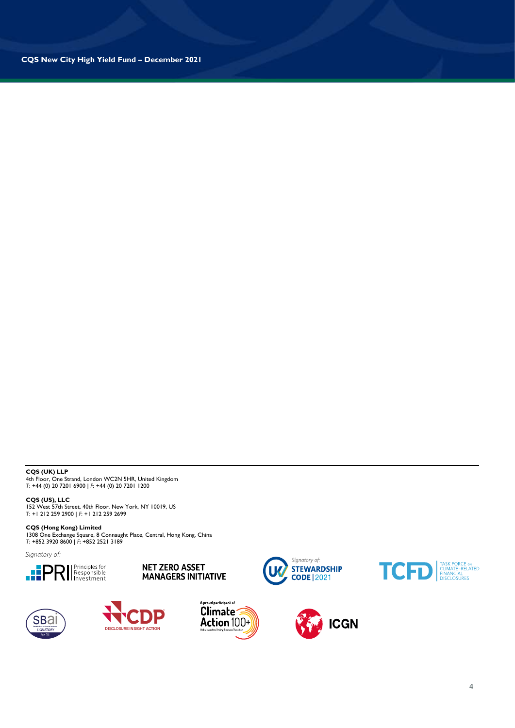**CQS (UK) LLP**
4th Floor, One Strand, London WC2N 5HR, United Kingdom
*T*: +44 (0) 20 7201 6900 | *F*: +44 (0) 20 7201 1200

**CQS (US), LLC**
152 West 57th Street, 40th Floor, New York, NY 10019, US
*T*: +1 212 259 2900 | *F*: +1 212 259 2699

**CQS (Hong Kong) Limited**
1308 One Exchange Square, 8 Connaught Place, Central, Hong Kong, China
*T*: +852 3920 8600 | *F*: +852 2521 3189

*Signatory of:*

PRI Principles for Responsible Investment

NET ZERO ASSET MANAGERS INITIATIVE

Signatory of: UK STEWARDSHIP CODE | 2021

TCFD TASK FORCE ON CLIMATE-RELATED FINANCIAL DISCLOSURES

SBai SIGNATORY Jan '21

CDP DISCLOSURE INSIGHT ACTION

A proud participant of Climate Action 100+

ICGN